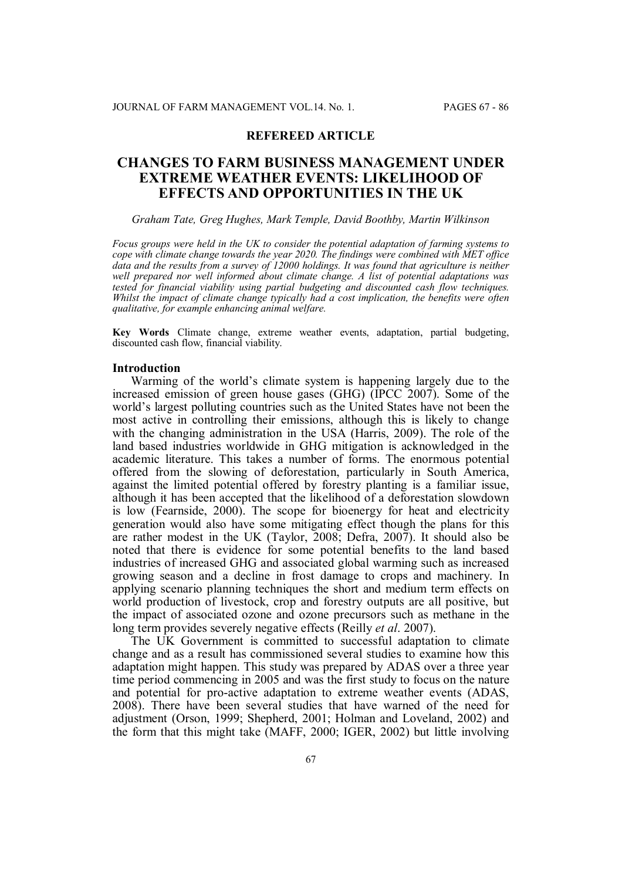**REFEREED ARTICLE**

# CHANGES TO FARM BUSINESS MANAGEMENT UNDER EXTREME WEATHER EVENTS: LIKELIHOOD OF EFFECTS AND OPPORTUNITIES IN THE UK

*Graham Tate, Greg Hughes, Mark Temple, David Boothby, Martin Wilkinson*

*Focus groups were held in the UK to consider the potential adaptation of farming systems to cope with climate change towards the year 2020. The findings were combined with MET office data and the results from a survey of 12000 holdings. It was found that agriculture is neither well prepared nor well informed about climate change. A list of potential adaptations was tested for financial viability using partial budgeting and discounted cash flow techniques. Whilst the impact of climate change typically had a cost implication, the benefits were often qualitative, for example enhancing animal welfare.*

**Key Words** Climate change, extreme weather events, adaptation, partial budgeting, discounted cash flow, financial viability.

## Introduction

Warming of the world's climate system is happening largely due to the increased emission of green house gases (GHG) (IPCC 2007). Some of the world's largest polluting countries such as the United States have not been the most active in controlling their emissions, although this is likely to change with the changing administration in the USA (Harris, 2009). The role of the land based industries worldwide in GHG mitigation is acknowledged in the academic literature. This takes a number of forms. The enormous potential offered from the slowing of deforestation, particularly in South America, against the limited potential offered by forestry planting is a familiar issue, although it has been accepted that the likelihood of a deforestation slowdown is low (Fearnside, 2000). The scope for bioenergy for heat and electricity generation would also have some mitigating effect though the plans for this are rather modest in the UK (Taylor, 2008; Defra, 2007). It should also be noted that there is evidence for some potential benefits to the land based industries of increased GHG and associated global warming such as increased growing season and a decline in frost damage to crops and machinery. In applying scenario planning techniques the short and medium term effects on world production of livestock, crop and forestry outputs are all positive, but the impact of associated ozone and ozone precursors such as methane in the long term provides severely negative effects (Reilly *et al*. 2007).

The UK Government is committed to successful adaptation to climate change and as a result has commissioned several studies to examine how this adaptation might happen. This study was prepared by ADAS over a three year time period commencing in 2005 and was the first study to focus on the nature and potential for pro-active adaptation to extreme weather events (ADAS, 2008). There have been several studies that have warned of the need for adjustment (Orson, 1999; Shepherd, 2001; Holman and Loveland, 2002) and the form that this might take (MAFF, 2000; IGER, 2002) but little involving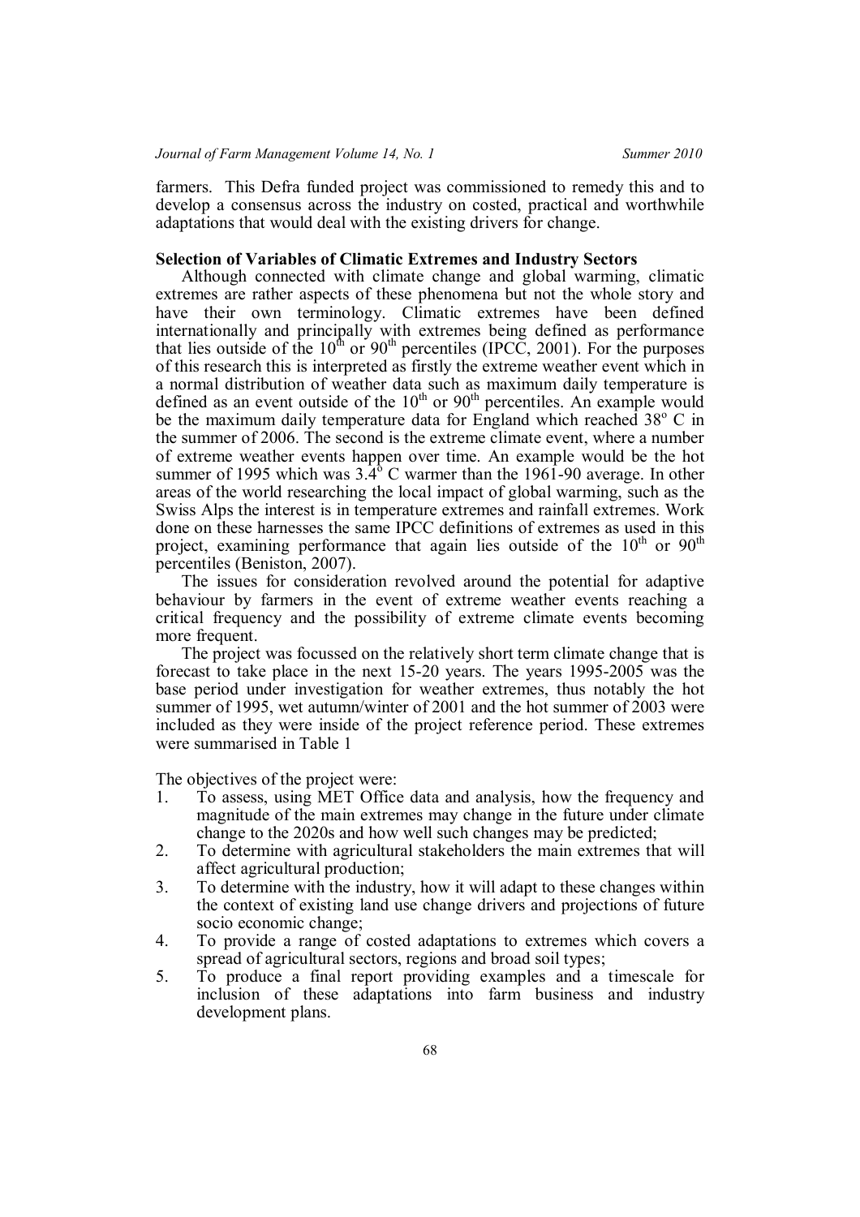farmers. This Defra funded project was commissioned to remedy this and to develop a consensus across the industry on costed, practical and worthwhile adaptations that would deal with the existing drivers for change.

## Selection of Variables of Climatic Extremes and Industry Sectors

Although connected with climate change and global warming, climatic extremes are rather aspects of these phenomena but not the whole story and have their own terminology. Climatic extremes have been defined internationally and principally with extremes being defined as performance that lies outside of the 10th or 90th percentiles (IPCC, 2001). For the purposes of this research this is interpreted as firstly the extreme weather event which in a normal distribution of weather data such as maximum daily temperature is defined as an event outside of the 10th or 90th percentiles. An example would be the maximum daily temperature data for England which reached 38° C in the summer of 2006. The second is the extreme climate event, where a number of extreme weather events happen over time. An example would be the hot summer of 1995 which was 3.4° C warmer than the 1961-90 average. In other areas of the world researching the local impact of global warming, such as the Swiss Alps the interest is in temperature extremes and rainfall extremes. Work done on these harnesses the same IPCC definitions of extremes as used in this project, examining performance that again lies outside of the 10th or 90th percentiles (Beniston, 2007).

The issues for consideration revolved around the potential for adaptive behaviour by farmers in the event of extreme weather events reaching a critical frequency and the possibility of extreme climate events becoming more frequent.

The project was focussed on the relatively short term climate change that is forecast to take place in the next 15-20 years. The years 1995-2005 was the base period under investigation for weather extremes, thus notably the hot summer of 1995, wet autumn/winter of 2001 and the hot summer of 2003 were included as they were inside of the project reference period. These extremes were summarised in Table 1

The objectives of the project were:

1. To assess, using MET Office data and analysis, how the frequency and magnitude of the main extremes may change in the future under climate change to the 2020s and how well such changes may be predicted;
2. To determine with agricultural stakeholders the main extremes that will affect agricultural production;
3. To determine with the industry, how it will adapt to these changes within the context of existing land use change drivers and projections of future socio economic change;
4. To provide a range of costed adaptations to extremes which covers a spread of agricultural sectors, regions and broad soil types;
5. To produce a final report providing examples and a timescale for inclusion of these adaptations into farm business and industry development plans.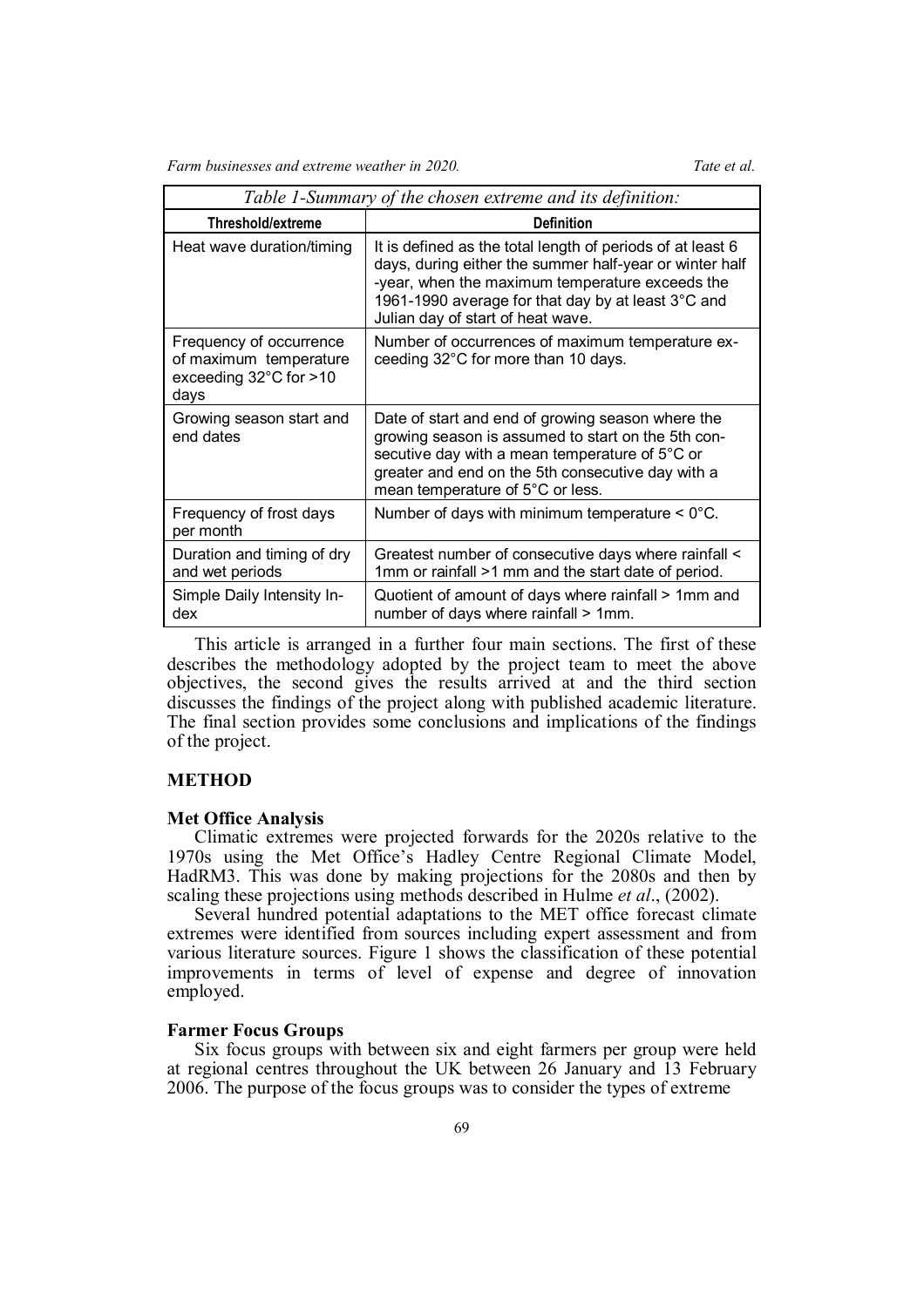| *Table 1-Summary of the chosen extreme and its definition:* | |
|---|---|
| **Threshold/extreme** | **Definition** |
| Heat wave duration/timing | It is defined as the total length of periods of at least 6 days, during either the summer half-year or winter half -year, when the maximum temperature exceeds the 1961-1990 average for that day by at least 3°C and Julian day of start of heat wave. |
| Frequency of occurrence of maximum temperature exceeding 32°C for >10 days | Number of occurrences of maximum temperature exceeding 32°C for more than 10 days. |
| Growing season start and end dates | Date of start and end of growing season where the growing season is assumed to start on the 5th consecutive day with a mean temperature of 5°C or greater and end on the 5th consecutive day with a mean temperature of 5°C or less. |
| Frequency of frost days per month | Number of days with minimum temperature < 0°C. |
| Duration and timing of dry and wet periods | Greatest number of consecutive days where rainfall < 1mm or rainfall >1 mm and the start date of period. |
| Simple Daily Intensity Index | Quotient of amount of days where rainfall > 1mm and number of days where rainfall > 1mm. |

This article is arranged in a further four main sections. The first of these describes the methodology adopted by the project team to meet the above objectives, the second gives the results arrived at and the third section discusses the findings of the project along with published academic literature. The final section provides some conclusions and implications of the findings of the project.

## METHOD

### Met Office Analysis

Climatic extremes were projected forwards for the 2020s relative to the 1970s using the Met Office's Hadley Centre Regional Climate Model, HadRM3. This was done by making projections for the 2080s and then by scaling these projections using methods described in Hulme *et al*., (2002).

Several hundred potential adaptations to the MET office forecast climate extremes were identified from sources including expert assessment and from various literature sources. Figure 1 shows the classification of these potential improvements in terms of level of expense and degree of innovation employed.

### Farmer Focus Groups

Six focus groups with between six and eight farmers per group were held at regional centres throughout the UK between 26 January and 13 February 2006. The purpose of the focus groups was to consider the types of extreme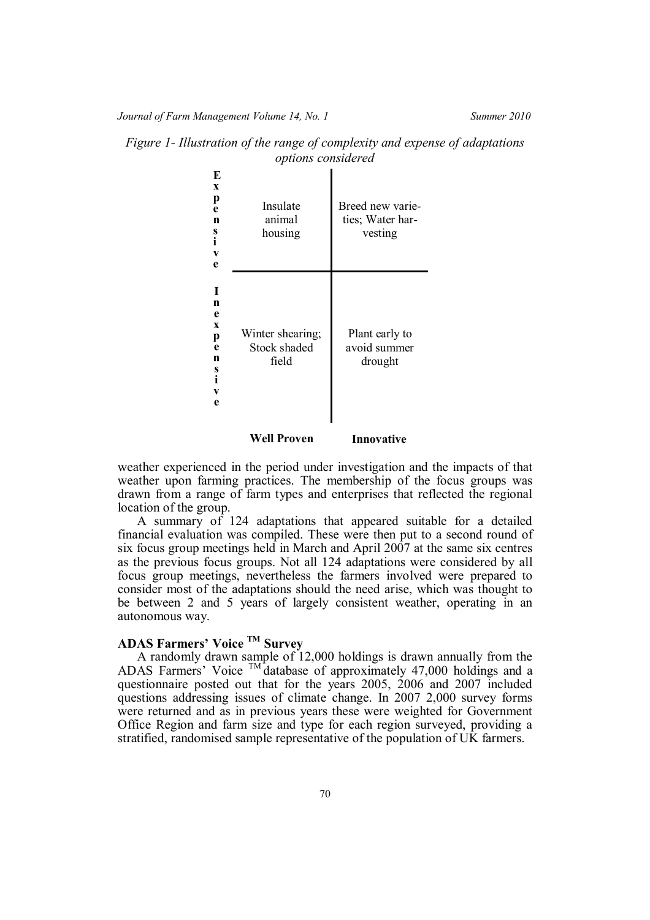*Figure 1- Illustration of the range of complexity and expense of adaptations options considered*

| | Well Proven | Innovative |
|---|---|---|
| **Expensive** | Insulate animal housing | Breed new varieties; Water harvesting |
| **Inexpensive** | Winter shearing; Stock shaded field | Plant early to avoid summer drought |

weather experienced in the period under investigation and the impacts of that weather upon farming practices. The membership of the focus groups was drawn from a range of farm types and enterprises that reflected the regional location of the group.

A summary of 124 adaptations that appeared suitable for a detailed financial evaluation was compiled. These were then put to a second round of six focus group meetings held in March and April 2007 at the same six centres as the previous focus groups. Not all 124 adaptations were considered by all focus group meetings, nevertheless the farmers involved were prepared to consider most of the adaptations should the need arise, which was thought to be between 2 and 5 years of largely consistent weather, operating in an autonomous way.

## ADAS Farmers' Voice ™ Survey

A randomly drawn sample of 12,000 holdings is drawn annually from the ADAS Farmers' Voice ™ database of approximately 47,000 holdings and a questionnaire posted out that for the years 2005, 2006 and 2007 included questions addressing issues of climate change. In 2007 2,000 survey forms were returned and as in previous years these were weighted for Government Office Region and farm size and type for each region surveyed, providing a stratified, randomised sample representative of the population of UK farmers.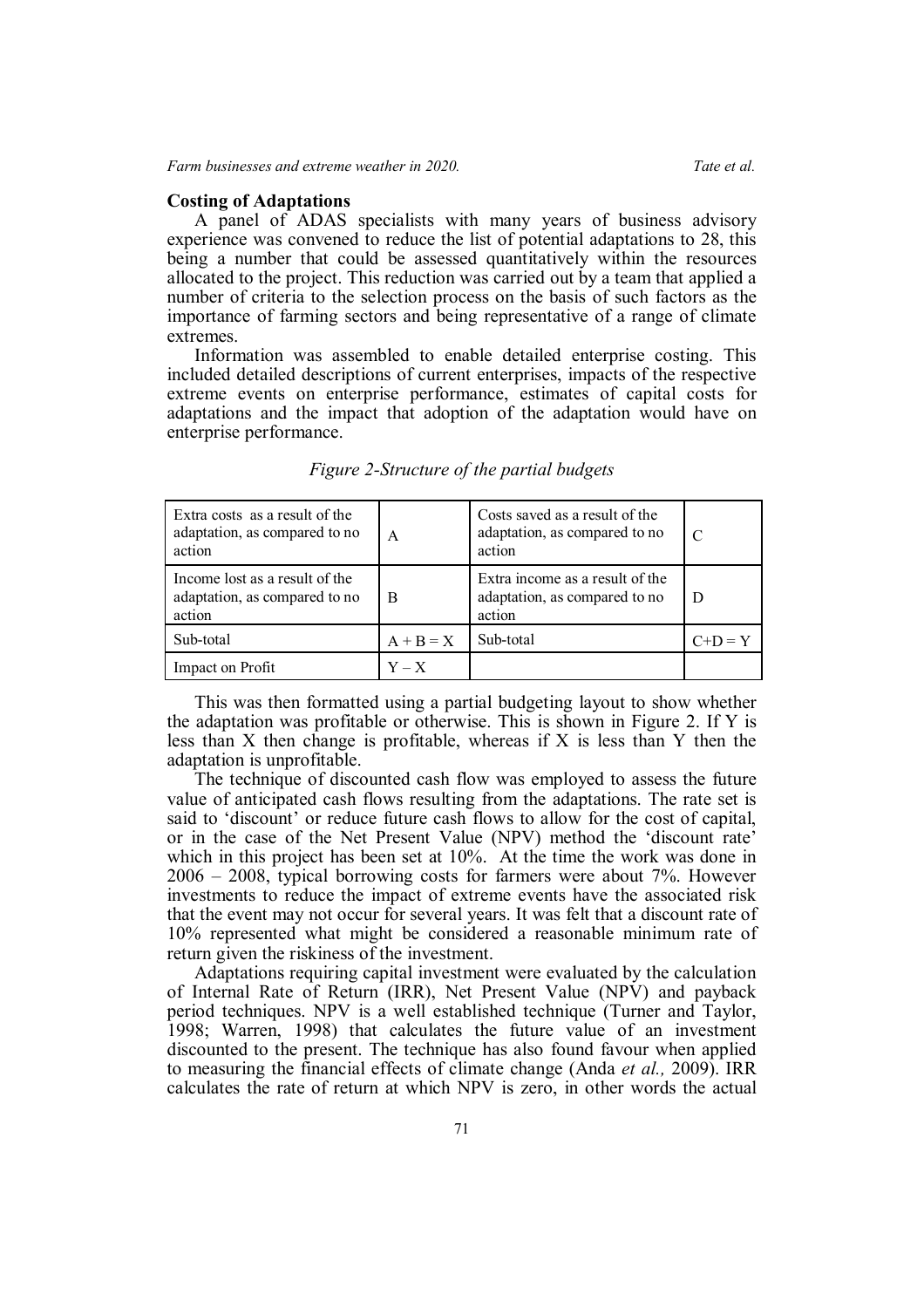### Costing of Adaptations

A panel of ADAS specialists with many years of business advisory experience was convened to reduce the list of potential adaptations to 28, this being a number that could be assessed quantitatively within the resources allocated to the project. This reduction was carried out by a team that applied a number of criteria to the selection process on the basis of such factors as the importance of farming sectors and being representative of a range of climate extremes.

Information was assembled to enable detailed enterprise costing. This included detailed descriptions of current enterprises, impacts of the respective extreme events on enterprise performance, estimates of capital costs for adaptations and the impact that adoption of the adaptation would have on enterprise performance.

*Figure 2-Structure of the partial budgets*

| Extra costs as a result of the adaptation, as compared to no action | A | Costs saved as a result of the adaptation, as compared to no action | C |
|---|---|---|---|
| Income lost as a result of the adaptation, as compared to no action | B | Extra income as a result of the adaptation, as compared to no action | D |
| Sub-total | A + B = X | Sub-total | C+D = Y |
| Impact on Profit | Y – X | | |

This was then formatted using a partial budgeting layout to show whether the adaptation was profitable or otherwise. This is shown in Figure 2. If Y is less than X then change is profitable, whereas if X is less than Y then the adaptation is unprofitable.

The technique of discounted cash flow was employed to assess the future value of anticipated cash flows resulting from the adaptations. The rate set is said to 'discount' or reduce future cash flows to allow for the cost of capital, or in the case of the Net Present Value (NPV) method the 'discount rate' which in this project has been set at 10%. At the time the work was done in 2006 – 2008, typical borrowing costs for farmers were about 7%. However investments to reduce the impact of extreme events have the associated risk that the event may not occur for several years. It was felt that a discount rate of 10% represented what might be considered a reasonable minimum rate of return given the riskiness of the investment.

Adaptations requiring capital investment were evaluated by the calculation of Internal Rate of Return (IRR), Net Present Value (NPV) and payback period techniques. NPV is a well established technique (Turner and Taylor, 1998; Warren, 1998) that calculates the future value of an investment discounted to the present. The technique has also found favour when applied to measuring the financial effects of climate change (Anda *et al.,* 2009). IRR calculates the rate of return at which NPV is zero, in other words the actual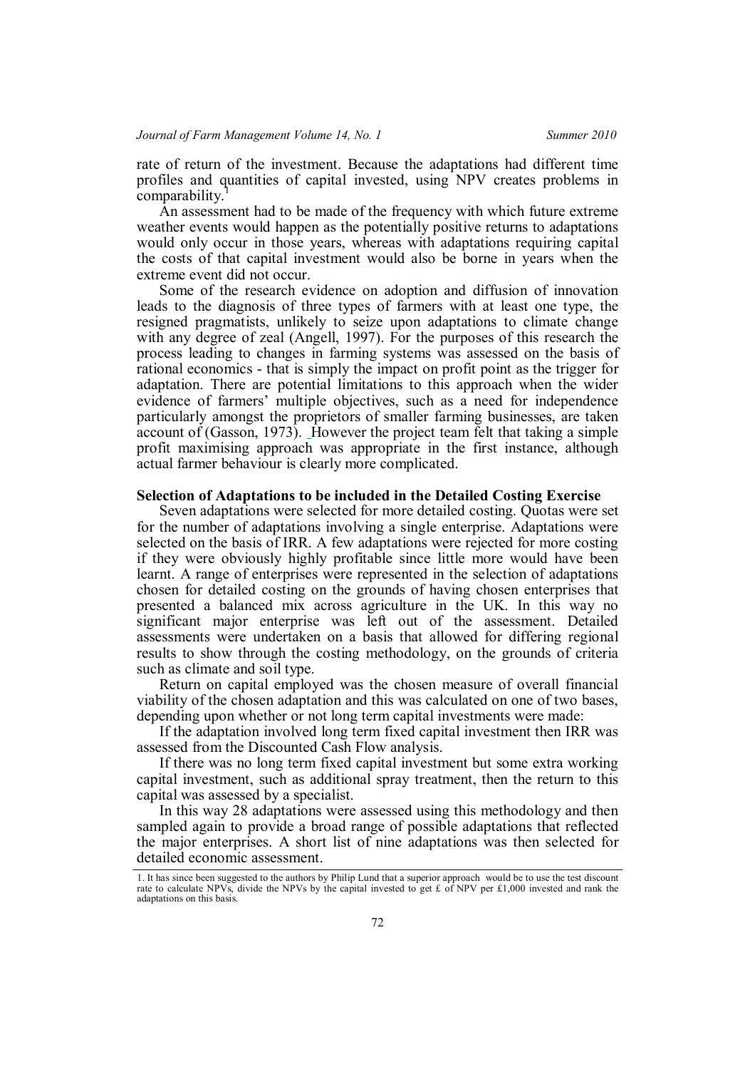rate of return of the investment. Because the adaptations had different time profiles and quantities of capital invested, using NPV creates problems in comparability.[1]

An assessment had to be made of the frequency with which future extreme weather events would happen as the potentially positive returns to adaptations would only occur in those years, whereas with adaptations requiring capital the costs of that capital investment would also be borne in years when the extreme event did not occur.

Some of the research evidence on adoption and diffusion of innovation leads to the diagnosis of three types of farmers with at least one type, the resigned pragmatists, unlikely to seize upon adaptations to climate change with any degree of zeal (Angell, 1997). For the purposes of this research the process leading to changes in farming systems was assessed on the basis of rational economics - that is simply the impact on profit point as the trigger for adaptation. There are potential limitations to this approach when the wider evidence of farmers' multiple objectives, such as a need for independence particularly amongst the proprietors of smaller farming businesses, are taken account of (Gasson, 1973). However the project team felt that taking a simple profit maximising approach was appropriate in the first instance, although actual farmer behaviour is clearly more complicated.

## Selection of Adaptations to be included in the Detailed Costing Exercise

Seven adaptations were selected for more detailed costing. Quotas were set for the number of adaptations involving a single enterprise. Adaptations were selected on the basis of IRR. A few adaptations were rejected for more costing if they were obviously highly profitable since little more would have been learnt. A range of enterprises were represented in the selection of adaptations chosen for detailed costing on the grounds of having chosen enterprises that presented a balanced mix across agriculture in the UK. In this way no significant major enterprise was left out of the assessment. Detailed assessments were undertaken on a basis that allowed for differing regional results to show through the costing methodology, on the grounds of criteria such as climate and soil type.

Return on capital employed was the chosen measure of overall financial viability of the chosen adaptation and this was calculated on one of two bases, depending upon whether or not long term capital investments were made:

If the adaptation involved long term fixed capital investment then IRR was assessed from the Discounted Cash Flow analysis.

If there was no long term fixed capital investment but some extra working capital investment, such as additional spray treatment, then the return to this capital was assessed by a specialist.

In this way 28 adaptations were assessed using this methodology and then sampled again to provide a broad range of possible adaptations that reflected the major enterprises. A short list of nine adaptations was then selected for detailed economic assessment.

---

1. It has since been suggested to the authors by Philip Lund that a superior approach would be to use the test discount rate to calculate NPVs, divide the NPVs by the capital invested to get £ of NPV per £1,000 invested and rank the adaptations on this basis.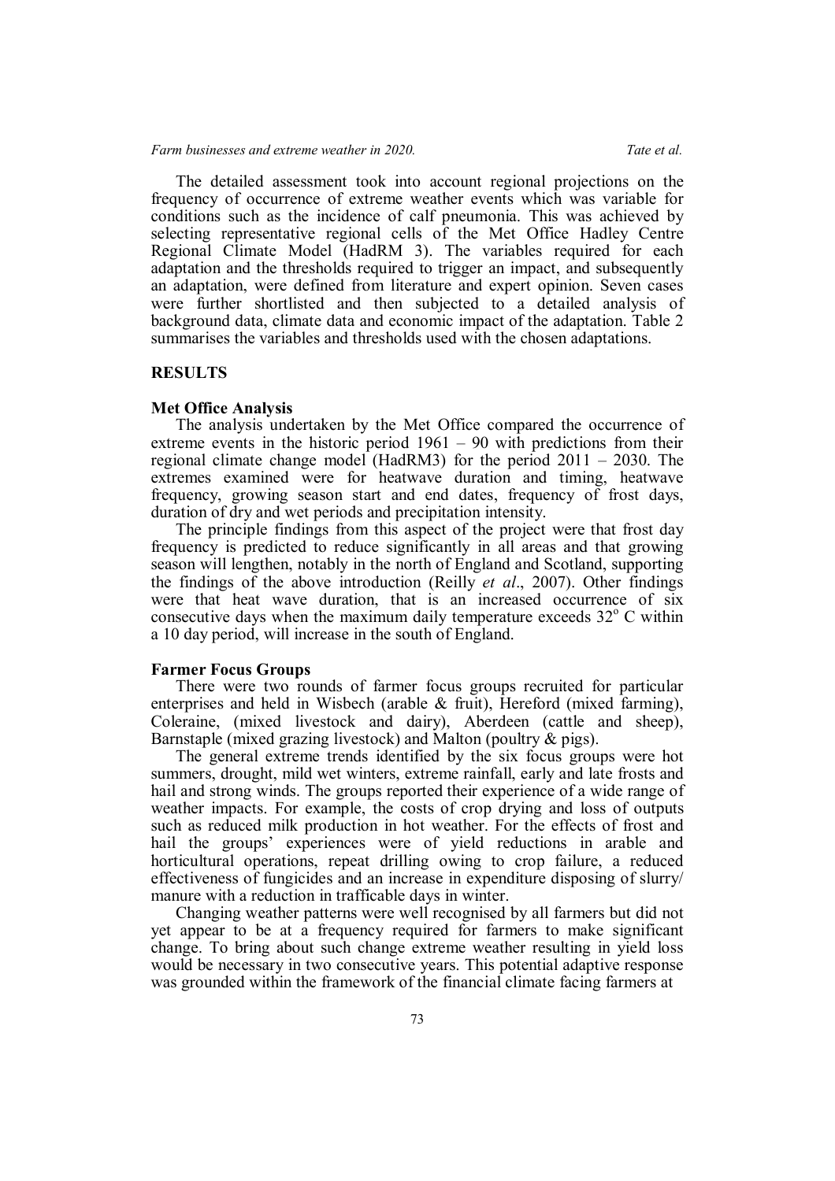The detailed assessment took into account regional projections on the frequency of occurrence of extreme weather events which was variable for conditions such as the incidence of calf pneumonia. This was achieved by selecting representative regional cells of the Met Office Hadley Centre Regional Climate Model (HadRM 3). The variables required for each adaptation and the thresholds required to trigger an impact, and subsequently an adaptation, were defined from literature and expert opinion. Seven cases were further shortlisted and then subjected to a detailed analysis of background data, climate data and economic impact of the adaptation. Table 2 summarises the variables and thresholds used with the chosen adaptations.

## RESULTS

### Met Office Analysis

The analysis undertaken by the Met Office compared the occurrence of extreme events in the historic period 1961 – 90 with predictions from their regional climate change model (HadRM3) for the period 2011 – 2030. The extremes examined were for heatwave duration and timing, heatwave frequency, growing season start and end dates, frequency of frost days, duration of dry and wet periods and precipitation intensity.

The principle findings from this aspect of the project were that frost day frequency is predicted to reduce significantly in all areas and that growing season will lengthen, notably in the north of England and Scotland, supporting the findings of the above introduction (Reilly *et al*., 2007). Other findings were that heat wave duration, that is an increased occurrence of six consecutive days when the maximum daily temperature exceeds 32$^{o}$ C within a 10 day period, will increase in the south of England.

### Farmer Focus Groups

There were two rounds of farmer focus groups recruited for particular enterprises and held in Wisbech (arable & fruit), Hereford (mixed farming), Coleraine, (mixed livestock and dairy), Aberdeen (cattle and sheep), Barnstaple (mixed grazing livestock) and Malton (poultry & pigs).

The general extreme trends identified by the six focus groups were hot summers, drought, mild wet winters, extreme rainfall, early and late frosts and hail and strong winds. The groups reported their experience of a wide range of weather impacts. For example, the costs of crop drying and loss of outputs such as reduced milk production in hot weather. For the effects of frost and hail the groups' experiences were of yield reductions in arable and horticultural operations, repeat drilling owing to crop failure, a reduced effectiveness of fungicides and an increase in expenditure disposing of slurry/ manure with a reduction in trafficable days in winter.

Changing weather patterns were well recognised by all farmers but did not yet appear to be at a frequency required for farmers to make significant change. To bring about such change extreme weather resulting in yield loss would be necessary in two consecutive years. This potential adaptive response was grounded within the framework of the financial climate facing farmers at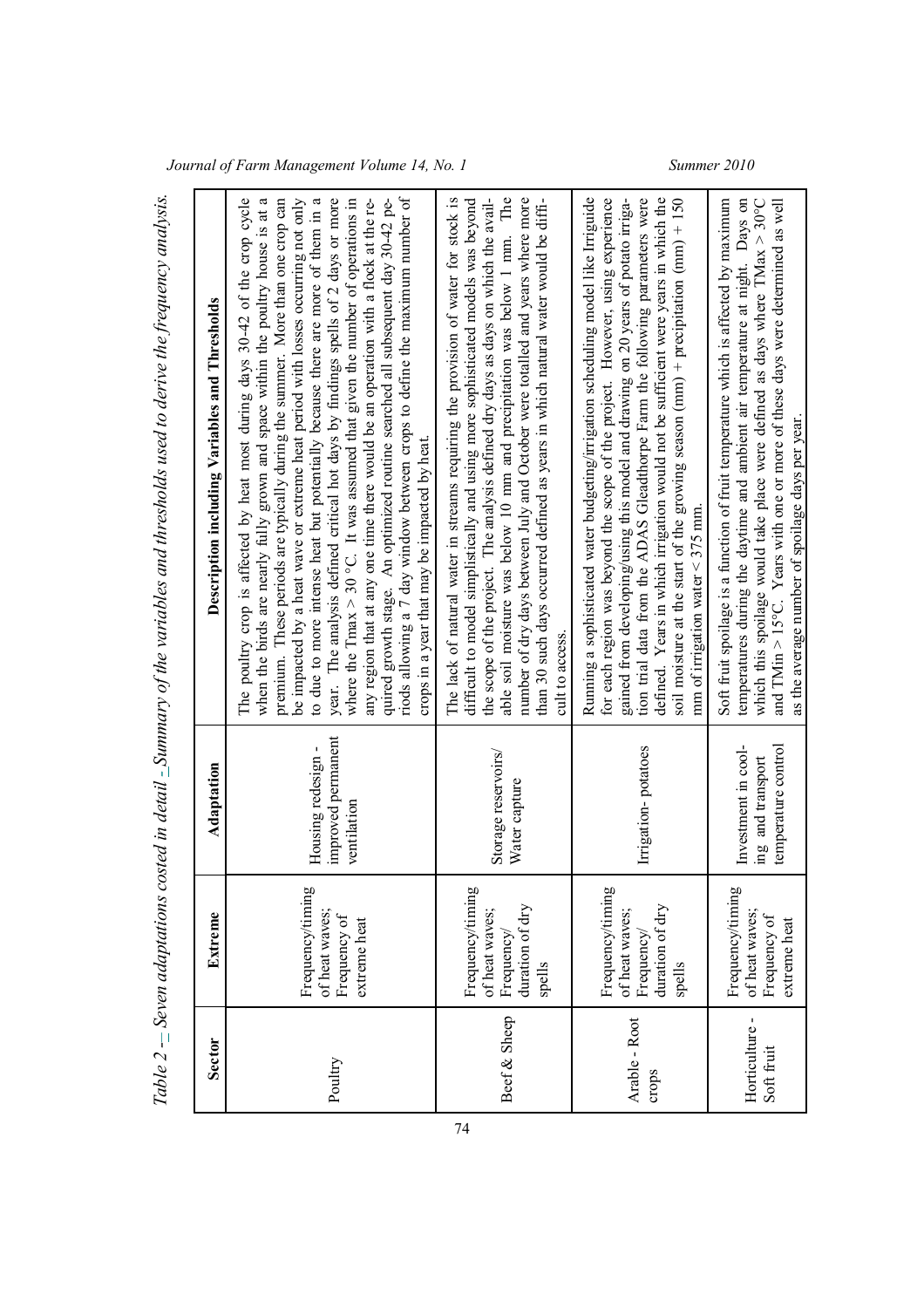*Table 2 – Seven adaptations costed in detail - Summary of the variables and thresholds used to derive the frequency analysis.*

| Sector | Extreme | Adaptation | Description including Variables and Thresholds |
|---|---|---|---|
| Poultry | Frequency/timing of heat waves; Frequency of extreme heat | Housing redesign - improved permanent ventilation | The poultry crop is affected by heat most during days 30-42 of the crop cycle when the birds are nearly fully grown and space within the poultry house is at a premium. These periods are typically during the summer. More than one crop can be impacted by a heat wave or extreme heat period with losses occurring not only to due to more intense heat but potentially because there are more of them in a year. The analysis defined critical hot days by findings spells of 2 days or more where the Tmax > 30 °C. It was assumed that given the number of operations in any region that at any one time there would be an operation with a flock at the required growth stage. An optimized routine searched all subsequent day 30-42 periods allowing a 7 day window between crops to define the maximum number of crops in a year that may be impacted by heat. |
| Beef & Sheep | Frequency/timing of heat waves; Frequency/ duration of dry spells | Storage reservoirs/ Water capture | The lack of natural water in streams requiring the provision of water for stock is difficult to model simplistically and using more sophisticated models was beyond the scope of the project. The analysis defined dry days as days on which the available soil moisture was below 10 mm and precipitation was below 1 mm. The number of dry days between July and October were totalled and years where more than 30 such days occurred defined as years in which natural water would be difficult to access. |
| Arable - Root crops | Frequency/timing of heat waves; Frequency/ duration of dry spells | Irrigation- potatoes | Running a sophisticated water budgeting/irrigation scheduling model like Irriguide for each region was beyond the scope of the project. However, using experience gained from developing/using this model and drawing on 20 years of potato irrigation trial data from the ADAS Gleadthorpe Farm the following parameters were defined. Years in which irrigation would not be sufficient were years in which the soil moisture at the start of the growing season (mm) + precipitation (mm) + 150 mm of irrigation water < 375 mm. |
| Horticulture - Soft fruit | Frequency/timing of heat waves; Frequency of extreme heat | Investment in cooling and transport temperature control | Soft fruit spoilage is a function of fruit temperature which is affected by maximum temperatures during the daytime and ambient air temperature at night. Days on which this spoilage would take place were defined as days where TMax > 30°C and TMin > 15°C. Years with one or more of these days were determined as well as the average number of spoilage days per year. |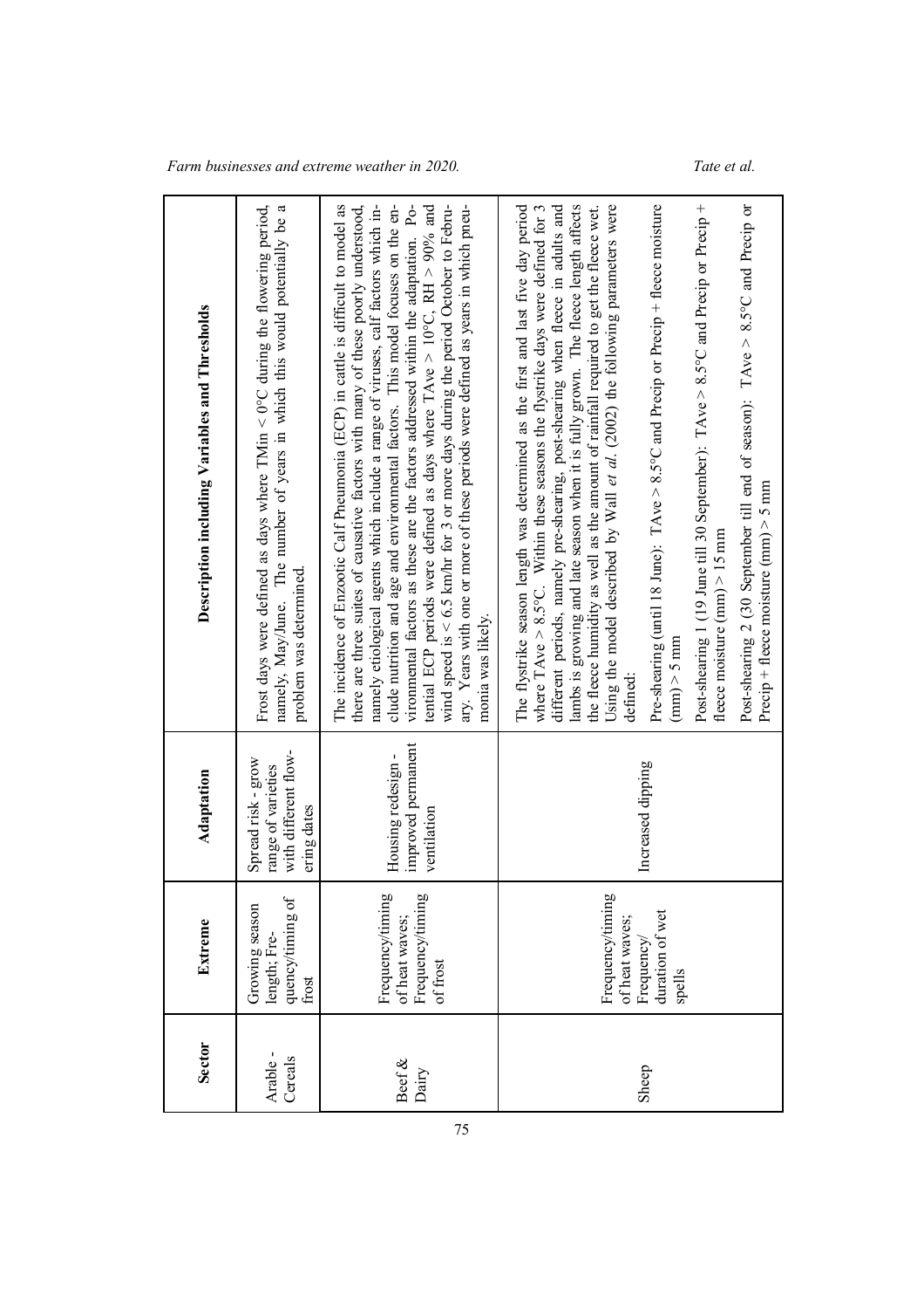| Sector | Extreme | Adaptation | Description including Variables and Thresholds |
|---|---|---|---|
| Arable - Cereals | Growing season length; Frequency/timing of frost | Spread risk - grow range of varieties with different flowering dates | Frost days were defined as days where TMin < 0°C during the flowering period, namely, May/June. The number of years in which this would potentially be a problem was determined. |
| Beef & Dairy | Frequency/timing of heat waves; Frequency/timing of frost | Housing redesign - improved permanent ventilation | The incidence of Enzootic Calf Pneumonia (ECP) in cattle is difficult to model as there are three suites of causative factors with many of these poorly understood, namely etiological agents which include a range of viruses, calf factors which include nutrition and age and environmental factors. This model focuses on the environmental factors as these are the factors addressed within the adaptation. Potential ECP periods were defined as days where TAve > 10°C, RH > 90% and wind speed is < 6.5 km/hr for 3 or more days during the period October to February. Years with one or more of these periods were defined as years in which pneumonia was likely. |
| Sheep | Frequency/timing of heat waves; Frequency/duration of wet spells | Increased dipping | The flystrike season length was determined as the first and last five day period where TAve > 8.5°C. Within these seasons the flystrike days were defined for 3 different periods, namely pre-shearing, post-shearing when fleece in adults and lambs is growing and late season when it is fully grown. The fleece length affects the fleece humidity as well as the amount of rainfall required to get the fleece wet. Using the model described by Wall *et al.* (2002) the following parameters were defined:<br><br>Pre-shearing (until 18 June): TAve > 8.5°C and Precip or Precip + fleece moisture (mm) > 5 mm<br><br>Post-shearing 1 (19 June till 30 September): TAve > 8.5°C and Precip or Precip + fleece moisture (mm) > 15 mm<br><br>Post-shearing 2 (30 September till end of season): TAve > 8.5°C and Precip or Precip + fleece moisture (mm) > 5 mm |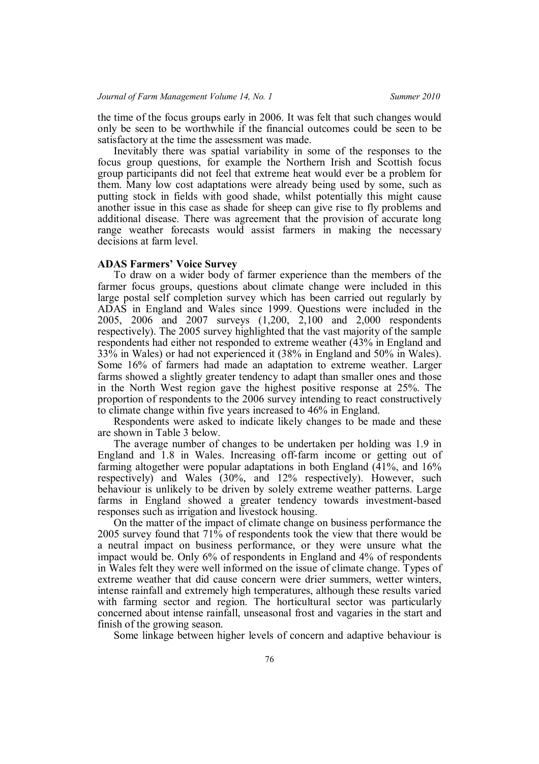the time of the focus groups early in 2006. It was felt that such changes would only be seen to be worthwhile if the financial outcomes could be seen to be satisfactory at the time the assessment was made.

Inevitably there was spatial variability in some of the responses to the focus group questions, for example the Northern Irish and Scottish focus group participants did not feel that extreme heat would ever be a problem for them. Many low cost adaptations were already being used by some, such as putting stock in fields with good shade, whilst potentially this might cause another issue in this case as shade for sheep can give rise to fly problems and additional disease. There was agreement that the provision of accurate long range weather forecasts would assist farmers in making the necessary decisions at farm level.

**ADAS Farmers' Voice Survey**

To draw on a wider body of farmer experience than the members of the farmer focus groups, questions about climate change were included in this large postal self completion survey which has been carried out regularly by ADAS in England and Wales since 1999. Questions were included in the 2005, 2006 and 2007 surveys (1,200, 2,100 and 2,000 respondents respectively). The 2005 survey highlighted that the vast majority of the sample respondents had either not responded to extreme weather (43% in England and 33% in Wales) or had not experienced it (38% in England and 50% in Wales). Some 16% of farmers had made an adaptation to extreme weather. Larger farms showed a slightly greater tendency to adapt than smaller ones and those in the North West region gave the highest positive response at 25%. The proportion of respondents to the 2006 survey intending to react constructively to climate change within five years increased to 46% in England.

Respondents were asked to indicate likely changes to be made and these are shown in Table 3 below.

The average number of changes to be undertaken per holding was 1.9 in England and 1.8 in Wales. Increasing off-farm income or getting out of farming altogether were popular adaptations in both England (41%, and 16% respectively) and Wales (30%, and 12% respectively). However, such behaviour is unlikely to be driven by solely extreme weather patterns. Large farms in England showed a greater tendency towards investment-based responses such as irrigation and livestock housing.

On the matter of the impact of climate change on business performance the 2005 survey found that 71% of respondents took the view that there would be a neutral impact on business performance, or they were unsure what the impact would be. Only 6% of respondents in England and 4% of respondents in Wales felt they were well informed on the issue of climate change. Types of extreme weather that did cause concern were drier summers, wetter winters, intense rainfall and extremely high temperatures, although these results varied with farming sector and region. The horticultural sector was particularly concerned about intense rainfall, unseasonal frost and vagaries in the start and finish of the growing season.

Some linkage between higher levels of concern and adaptive behaviour is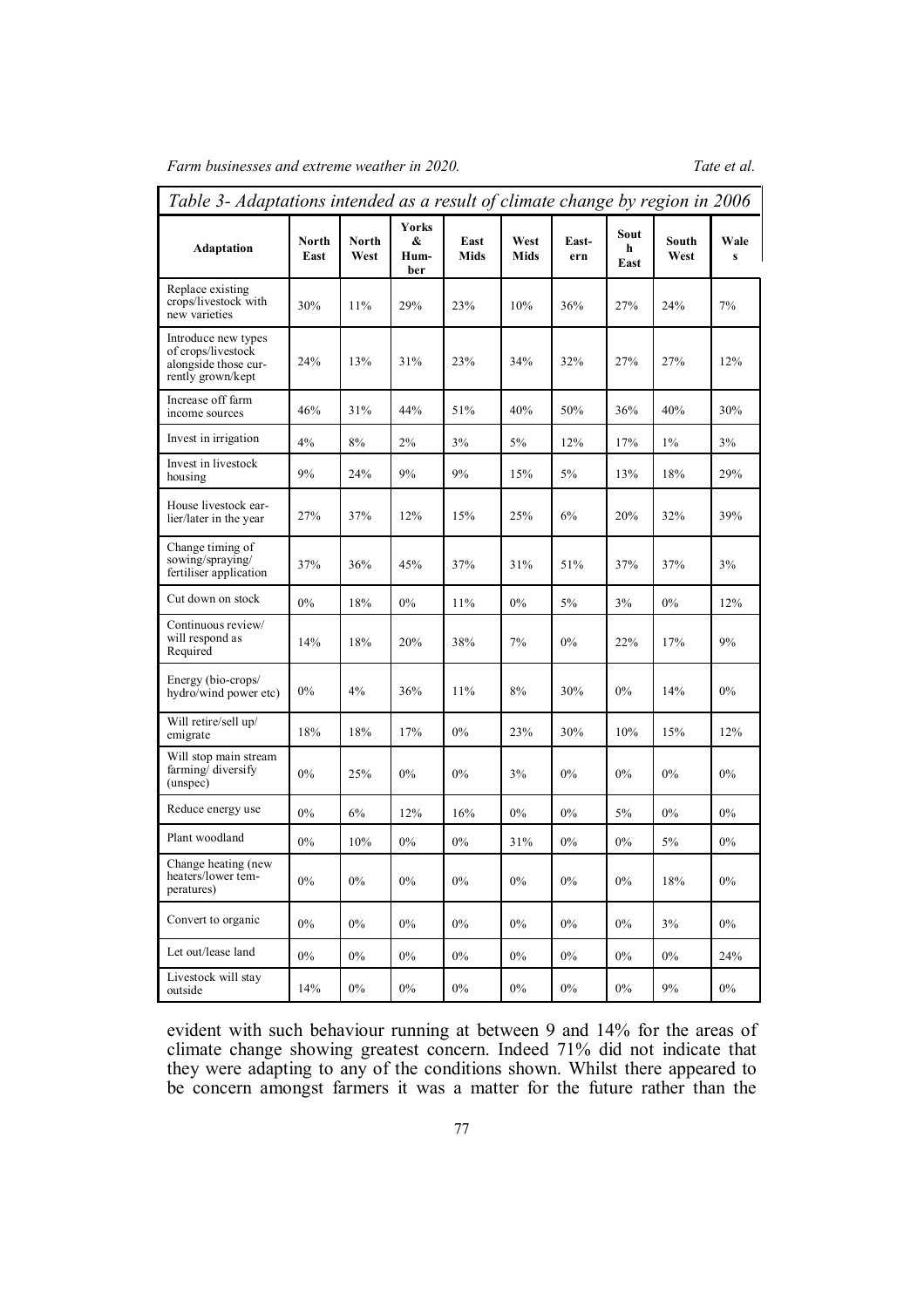*Table 3- Adaptations intended as a result of climate change by region in 2006*

| Adaptation | North East | North West | Yorks & Humber | East Mids | West Mids | Eastern | South East | South West | Wales |
|---|---|---|---|---|---|---|---|---|---|
| Replace existing crops/livestock with new varieties | 30% | 11% | 29% | 23% | 10% | 36% | 27% | 24% | 7% |
| Introduce new types of crops/livestock alongside those currently grown/kept | 24% | 13% | 31% | 23% | 34% | 32% | 27% | 27% | 12% |
| Increase off farm income sources | 46% | 31% | 44% | 51% | 40% | 50% | 36% | 40% | 30% |
| Invest in irrigation | 4% | 8% | 2% | 3% | 5% | 12% | 17% | 1% | 3% |
| Invest in livestock housing | 9% | 24% | 9% | 9% | 15% | 5% | 13% | 18% | 29% |
| House livestock earlier/later in the year | 27% | 37% | 12% | 15% | 25% | 6% | 20% | 32% | 39% |
| Change timing of sowing/spraying/ fertiliser application | 37% | 36% | 45% | 37% | 31% | 51% | 37% | 37% | 3% |
| Cut down on stock | 0% | 18% | 0% | 11% | 0% | 5% | 3% | 0% | 12% |
| Continuous review/ will respond as Required | 14% | 18% | 20% | 38% | 7% | 0% | 22% | 17% | 9% |
| Energy (bio-crops/ hydro/wind power etc) | 0% | 4% | 36% | 11% | 8% | 30% | 0% | 14% | 0% |
| Will retire/sell up/ emigrate | 18% | 18% | 17% | 0% | 23% | 30% | 10% | 15% | 12% |
| Will stop main stream farming/ diversify (unspec) | 0% | 25% | 0% | 0% | 3% | 0% | 0% | 0% | 0% |
| Reduce energy use | 0% | 6% | 12% | 16% | 0% | 0% | 5% | 0% | 0% |
| Plant woodland | 0% | 10% | 0% | 0% | 31% | 0% | 0% | 5% | 0% |
| Change heating (new heaters/lower temperatures) | 0% | 0% | 0% | 0% | 0% | 0% | 0% | 18% | 0% |
| Convert to organic | 0% | 0% | 0% | 0% | 0% | 0% | 0% | 3% | 0% |
| Let out/lease land | 0% | 0% | 0% | 0% | 0% | 0% | 0% | 0% | 24% |
| Livestock will stay outside | 14% | 0% | 0% | 0% | 0% | 0% | 0% | 9% | 0% |

evident with such behaviour running at between 9 and 14% for the areas of climate change showing greatest concern. Indeed 71% did not indicate that they were adapting to any of the conditions shown. Whilst there appeared to be concern amongst farmers it was a matter for the future rather than the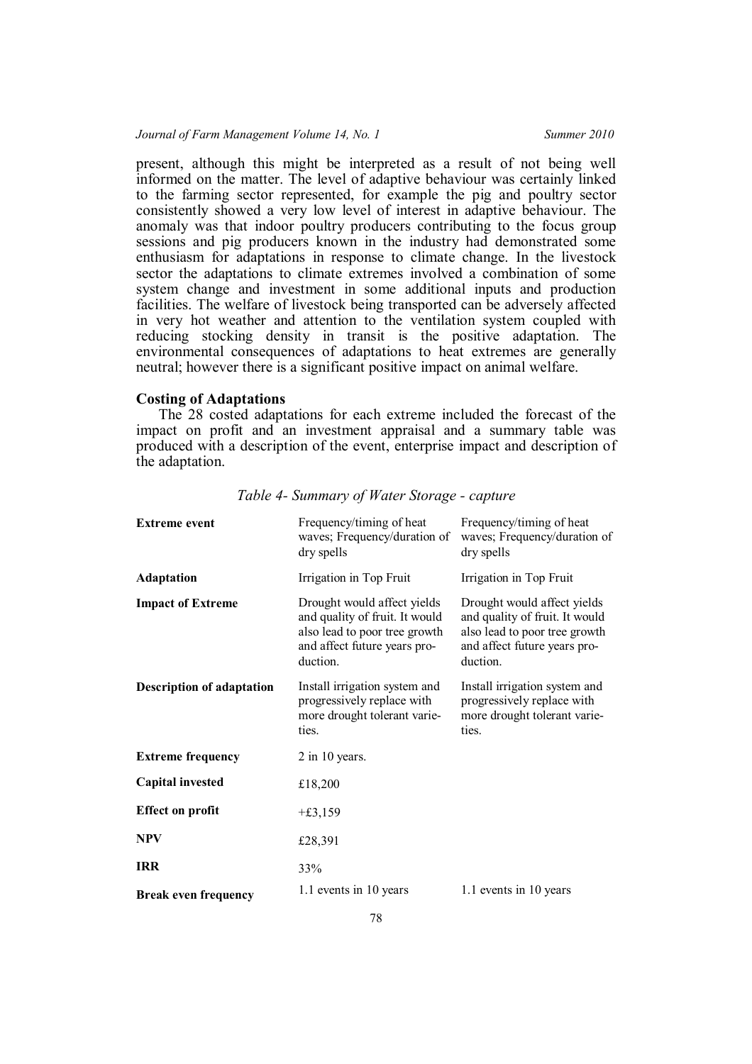present, although this might be interpreted as a result of not being well informed on the matter. The level of adaptive behaviour was certainly linked to the farming sector represented, for example the pig and poultry sector consistently showed a very low level of interest in adaptive behaviour. The anomaly was that indoor poultry producers contributing to the focus group sessions and pig producers known in the industry had demonstrated some enthusiasm for adaptations in response to climate change. In the livestock sector the adaptations to climate extremes involved a combination of some system change and investment in some additional inputs and production facilities. The welfare of livestock being transported can be adversely affected in very hot weather and attention to the ventilation system coupled with reducing stocking density in transit is the positive adaptation. The environmental consequences of adaptations to heat extremes are generally neutral; however there is a significant positive impact on animal welfare.

### Costing of Adaptations

The 28 costed adaptations for each extreme included the forecast of the impact on profit and an investment appraisal and a summary table was produced with a description of the event, enterprise impact and description of the adaptation.

*Table 4- Summary of Water Storage - capture*

| | | |
|---|---|---|
| **Extreme event** | Frequency/timing of heat waves; Frequency/duration of dry spells | Frequency/timing of heat waves; Frequency/duration of dry spells |
| **Adaptation** | Irrigation in Top Fruit | Irrigation in Top Fruit |
| **Impact of Extreme** | Drought would affect yields and quality of fruit. It would also lead to poor tree growth and affect future years production. | Drought would affect yields and quality of fruit. It would also lead to poor tree growth and affect future years production. |
| **Description of adaptation** | Install irrigation system and progressively replace with more drought tolerant varieties. | Install irrigation system and progressively replace with more drought tolerant varieties. |
| **Extreme frequency** | 2 in 10 years. | |
| **Capital invested** | £18,200 | |
| **Effect on profit** | +£3,159 | |
| **NPV** | £28,391 | |
| **IRR** | 33% | |
| **Break even frequency** | 1.1 events in 10 years | 1.1 events in 10 years |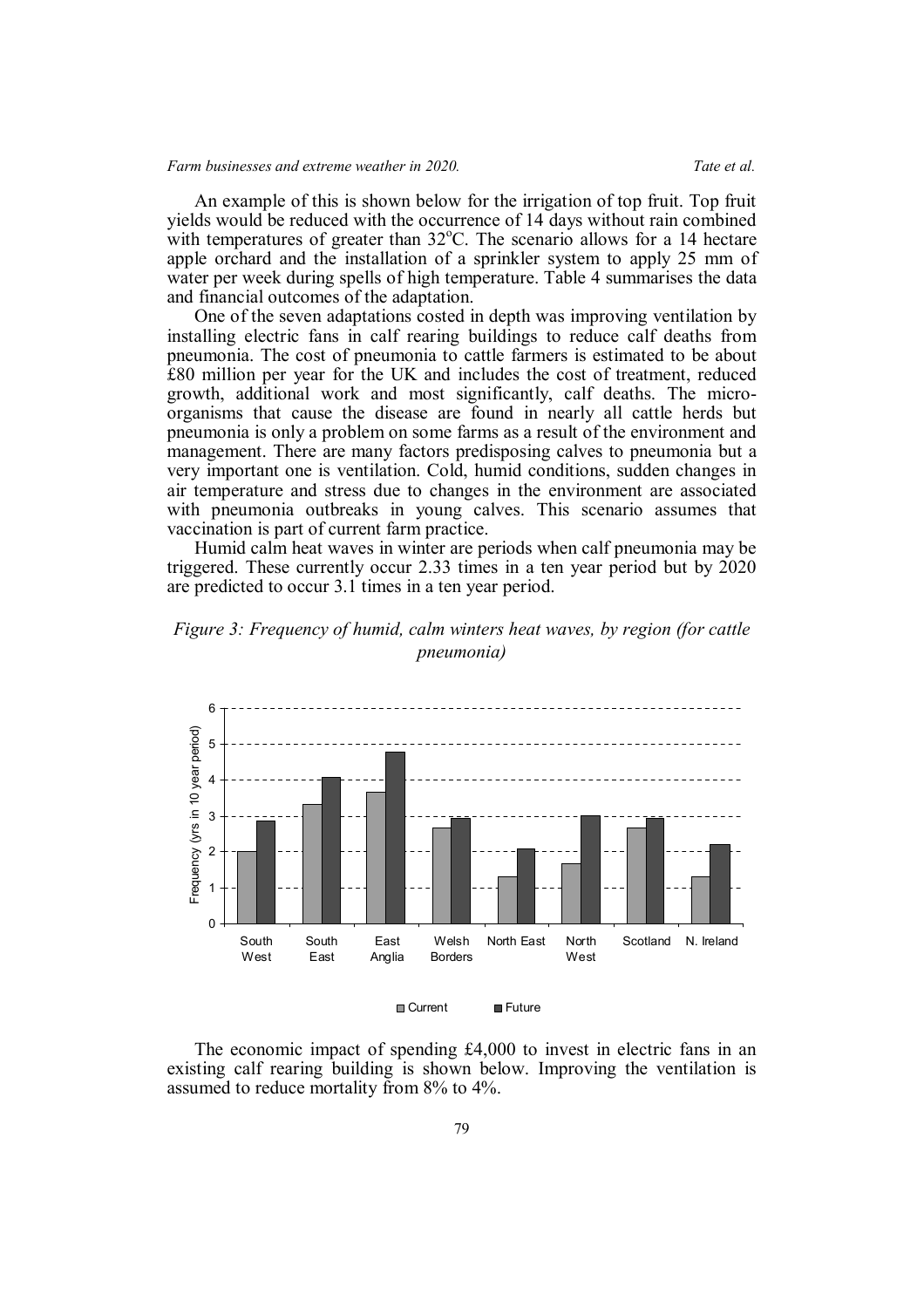An example of this is shown below for the irrigation of top fruit. Top fruit yields would be reduced with the occurrence of 14 days without rain combined with temperatures of greater than 32°C. The scenario allows for a 14 hectare apple orchard and the installation of a sprinkler system to apply 25 mm of water per week during spells of high temperature. Table 4 summarises the data and financial outcomes of the adaptation.

One of the seven adaptations costed in depth was improving ventilation by installing electric fans in calf rearing buildings to reduce calf deaths from pneumonia. The cost of pneumonia to cattle farmers is estimated to be about £80 million per year for the UK and includes the cost of treatment, reduced growth, additional work and most significantly, calf deaths. The micro-organisms that cause the disease are found in nearly all cattle herds but pneumonia is only a problem on some farms as a result of the environment and management. There are many factors predisposing calves to pneumonia but a very important one is ventilation. Cold, humid conditions, sudden changes in air temperature and stress due to changes in the environment are associated with pneumonia outbreaks in young calves. This scenario assumes that vaccination is part of current farm practice.

Humid calm heat waves in winter are periods when calf pneumonia may be triggered. These currently occur 2.33 times in a ten year period but by 2020 are predicted to occur 3.1 times in a ten year period.

*Figure 3: Frequency of humid, calm winters heat waves, by region (for cattle pneumonia)*

The economic impact of spending £4,000 to invest in electric fans in an existing calf rearing building is shown below. Improving the ventilation is assumed to reduce mortality from 8% to 4%.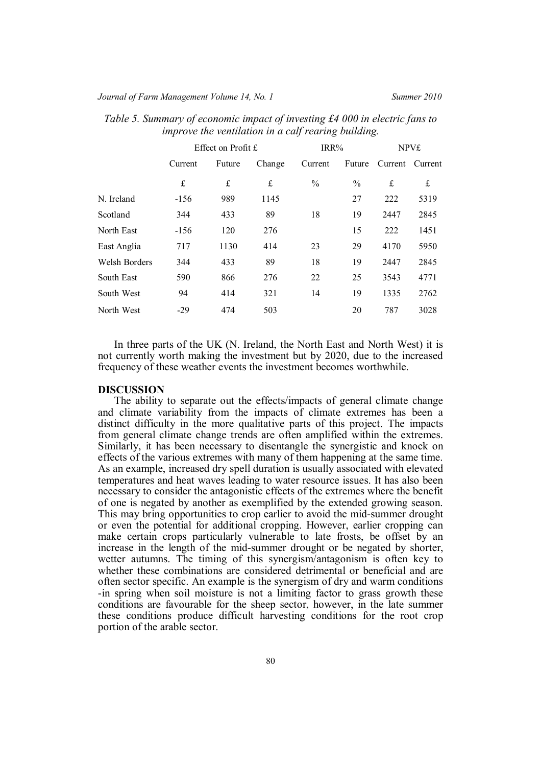*Table 5. Summary of economic impact of investing £4 000 in electric fans to improve the ventilation in a calf rearing building.*

| | Effect on Profit £ | | | IRR% | | NPV£ | |
|---|---|---|---|---|---|---|---|
| | Current | Future | Change | Current | Future | Current | Current |
| | £ | £ | £ | % | % | £ | £ |
| N. Ireland | -156 | 989 | 1145 | | 27 | 222 | 5319 |
| Scotland | 344 | 433 | 89 | 18 | 19 | 2447 | 2845 |
| North East | -156 | 120 | 276 | | 15 | 222 | 1451 |
| East Anglia | 717 | 1130 | 414 | 23 | 29 | 4170 | 5950 |
| Welsh Borders | 344 | 433 | 89 | 18 | 19 | 2447 | 2845 |
| South East | 590 | 866 | 276 | 22 | 25 | 3543 | 4771 |
| South West | 94 | 414 | 321 | 14 | 19 | 1335 | 2762 |
| North West | -29 | 474 | 503 | | 20 | 787 | 3028 |

In three parts of the UK (N. Ireland, the North East and North West) it is not currently worth making the investment but by 2020, due to the increased frequency of these weather events the investment becomes worthwhile.

## DISCUSSION

The ability to separate out the effects/impacts of general climate change and climate variability from the impacts of climate extremes has been a distinct difficulty in the more qualitative parts of this project. The impacts from general climate change trends are often amplified within the extremes. Similarly, it has been necessary to disentangle the synergistic and knock on effects of the various extremes with many of them happening at the same time. As an example, increased dry spell duration is usually associated with elevated temperatures and heat waves leading to water resource issues. It has also been necessary to consider the antagonistic effects of the extremes where the benefit of one is negated by another as exemplified by the extended growing season. This may bring opportunities to crop earlier to avoid the mid-summer drought or even the potential for additional cropping. However, earlier cropping can make certain crops particularly vulnerable to late frosts, be offset by an increase in the length of the mid-summer drought or be negated by shorter, wetter autumns. The timing of this synergism/antagonism is often key to whether these combinations are considered detrimental or beneficial and are often sector specific. An example is the synergism of dry and warm conditions -in spring when soil moisture is not a limiting factor to grass growth these conditions are favourable for the sheep sector, however, in the late summer these conditions produce difficult harvesting conditions for the root crop portion of the arable sector.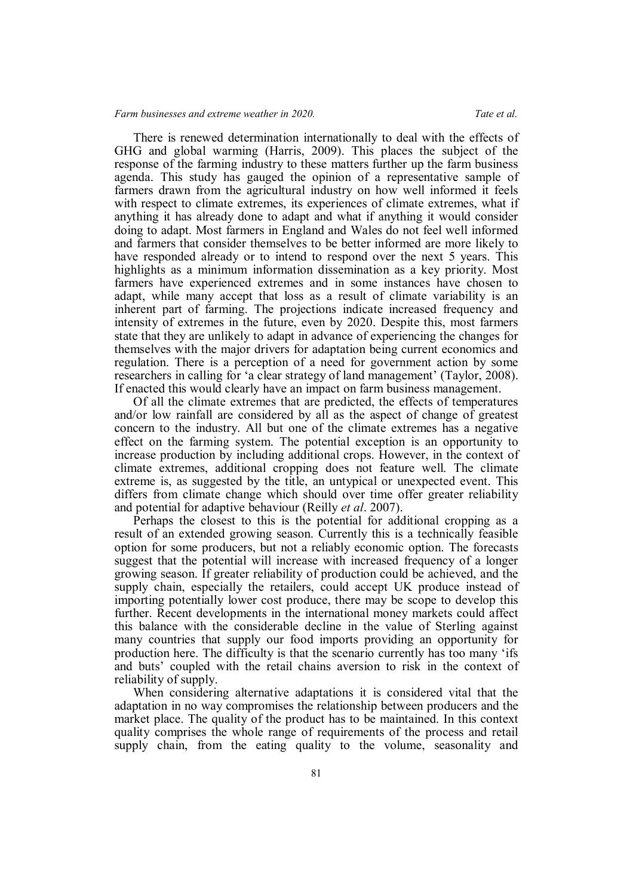There is renewed determination internationally to deal with the effects of GHG and global warming (Harris, 2009). This places the subject of the response of the farming industry to these matters further up the farm business agenda. This study has gauged the opinion of a representative sample of farmers drawn from the agricultural industry on how well informed it feels with respect to climate extremes, its experiences of climate extremes, what if anything it has already done to adapt and what if anything it would consider doing to adapt. Most farmers in England and Wales do not feel well informed and farmers that consider themselves to be better informed are more likely to have responded already or to intend to respond over the next 5 years. This highlights as a minimum information dissemination as a key priority. Most farmers have experienced extremes and in some instances have chosen to adapt, while many accept that loss as a result of climate variability is an inherent part of farming. The projections indicate increased frequency and intensity of extremes in the future, even by 2020. Despite this, most farmers state that they are unlikely to adapt in advance of experiencing the changes for themselves with the major drivers for adaptation being current economics and regulation. There is a perception of a need for government action by some researchers in calling for 'a clear strategy of land management' (Taylor, 2008). If enacted this would clearly have an impact on farm business management.

Of all the climate extremes that are predicted, the effects of temperatures and/or low rainfall are considered by all as the aspect of change of greatest concern to the industry. All but one of the climate extremes has a negative effect on the farming system. The potential exception is an opportunity to increase production by including additional crops. However, in the context of climate extremes, additional cropping does not feature well. The climate extreme is, as suggested by the title, an untypical or unexpected event. This differs from climate change which should over time offer greater reliability and potential for adaptive behaviour (Reilly *et al*. 2007).

Perhaps the closest to this is the potential for additional cropping as a result of an extended growing season. Currently this is a technically feasible option for some producers, but not a reliably economic option. The forecasts suggest that the potential will increase with increased frequency of a longer growing season. If greater reliability of production could be achieved, and the supply chain, especially the retailers, could accept UK produce instead of importing potentially lower cost produce, there may be scope to develop this further. Recent developments in the international money markets could affect this balance with the considerable decline in the value of Sterling against many countries that supply our food imports providing an opportunity for production here. The difficulty is that the scenario currently has too many 'ifs and buts' coupled with the retail chains aversion to risk in the context of reliability of supply.

When considering alternative adaptations it is considered vital that the adaptation in no way compromises the relationship between producers and the market place. The quality of the product has to be maintained. In this context quality comprises the whole range of requirements of the process and retail supply chain, from the eating quality to the volume, seasonality and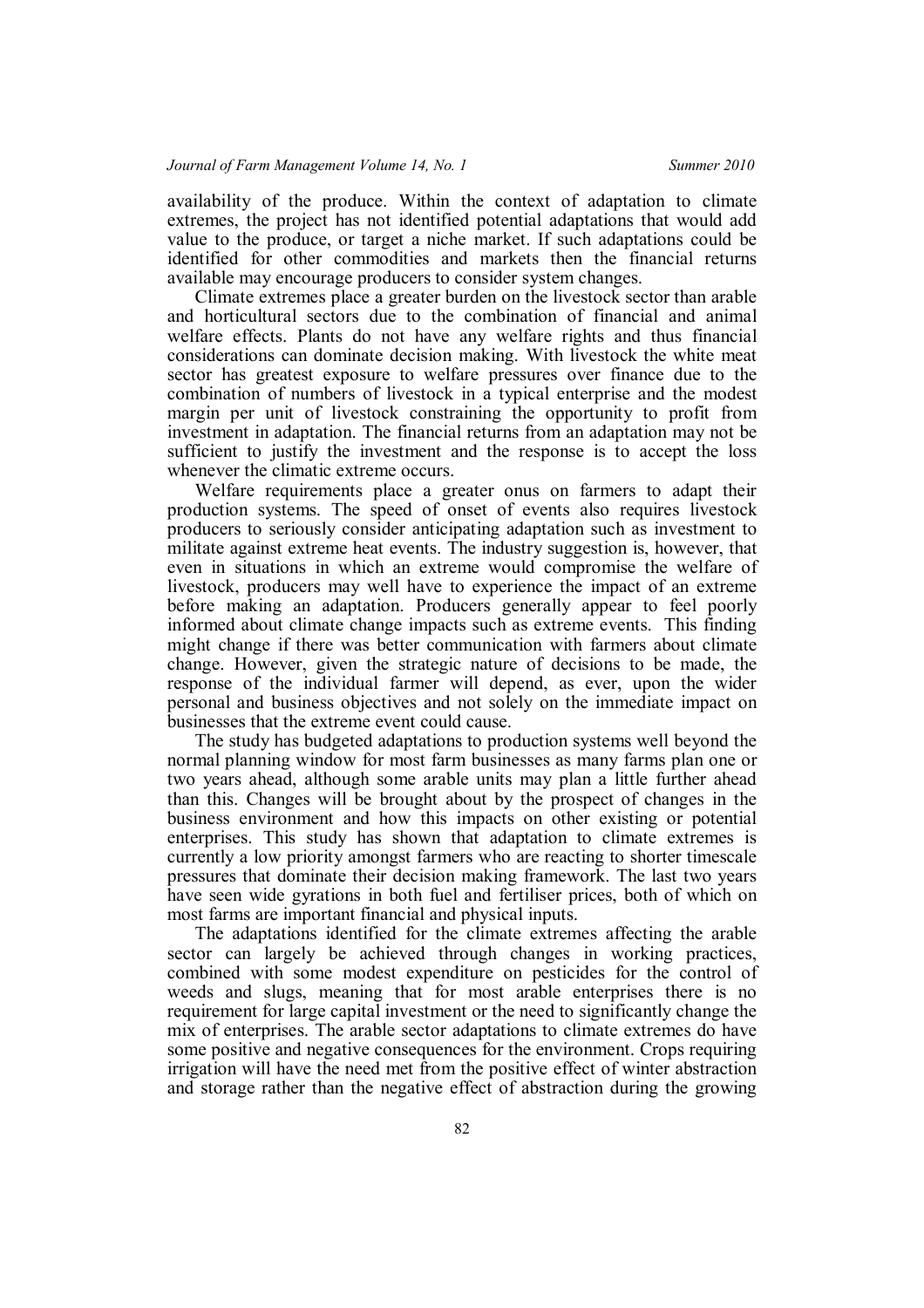availability of the produce. Within the context of adaptation to climate extremes, the project has not identified potential adaptations that would add value to the produce, or target a niche market. If such adaptations could be identified for other commodities and markets then the financial returns available may encourage producers to consider system changes.

Climate extremes place a greater burden on the livestock sector than arable and horticultural sectors due to the combination of financial and animal welfare effects. Plants do not have any welfare rights and thus financial considerations can dominate decision making. With livestock the white meat sector has greatest exposure to welfare pressures over finance due to the combination of numbers of livestock in a typical enterprise and the modest margin per unit of livestock constraining the opportunity to profit from investment in adaptation. The financial returns from an adaptation may not be sufficient to justify the investment and the response is to accept the loss whenever the climatic extreme occurs.

Welfare requirements place a greater onus on farmers to adapt their production systems. The speed of onset of events also requires livestock producers to seriously consider anticipating adaptation such as investment to militate against extreme heat events. The industry suggestion is, however, that even in situations in which an extreme would compromise the welfare of livestock, producers may well have to experience the impact of an extreme before making an adaptation. Producers generally appear to feel poorly informed about climate change impacts such as extreme events. This finding might change if there was better communication with farmers about climate change. However, given the strategic nature of decisions to be made, the response of the individual farmer will depend, as ever, upon the wider personal and business objectives and not solely on the immediate impact on businesses that the extreme event could cause.

The study has budgeted adaptations to production systems well beyond the normal planning window for most farm businesses as many farms plan one or two years ahead, although some arable units may plan a little further ahead than this. Changes will be brought about by the prospect of changes in the business environment and how this impacts on other existing or potential enterprises. This study has shown that adaptation to climate extremes is currently a low priority amongst farmers who are reacting to shorter timescale pressures that dominate their decision making framework. The last two years have seen wide gyrations in both fuel and fertiliser prices, both of which on most farms are important financial and physical inputs.

The adaptations identified for the climate extremes affecting the arable sector can largely be achieved through changes in working practices, combined with some modest expenditure on pesticides for the control of weeds and slugs, meaning that for most arable enterprises there is no requirement for large capital investment or the need to significantly change the mix of enterprises. The arable sector adaptations to climate extremes do have some positive and negative consequences for the environment. Crops requiring irrigation will have the need met from the positive effect of winter abstraction and storage rather than the negative effect of abstraction during the growing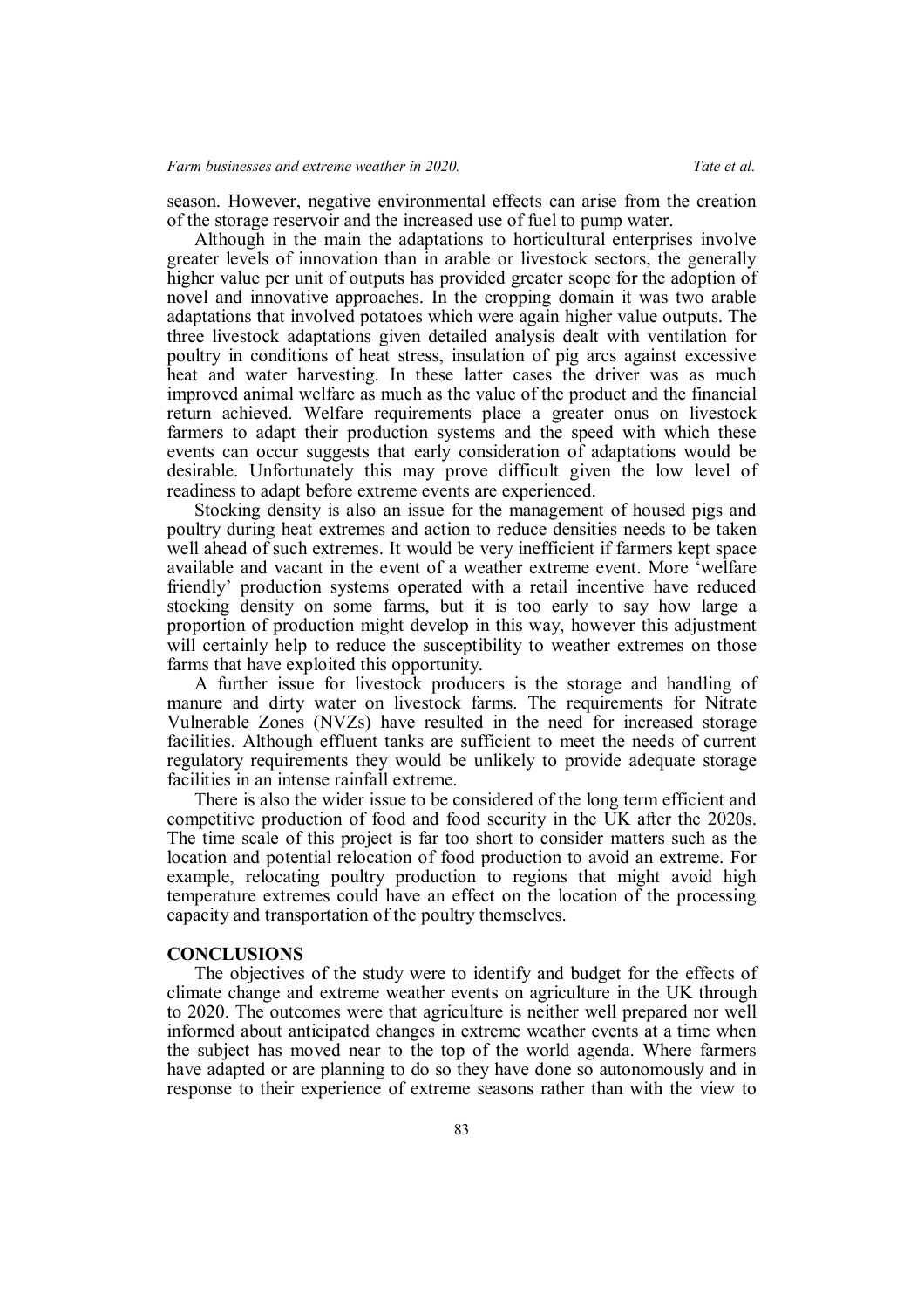season. However, negative environmental effects can arise from the creation of the storage reservoir and the increased use of fuel to pump water.

Although in the main the adaptations to horticultural enterprises involve greater levels of innovation than in arable or livestock sectors, the generally higher value per unit of outputs has provided greater scope for the adoption of novel and innovative approaches. In the cropping domain it was two arable adaptations that involved potatoes which were again higher value outputs. The three livestock adaptations given detailed analysis dealt with ventilation for poultry in conditions of heat stress, insulation of pig arcs against excessive heat and water harvesting. In these latter cases the driver was as much improved animal welfare as much as the value of the product and the financial return achieved. Welfare requirements place a greater onus on livestock farmers to adapt their production systems and the speed with which these events can occur suggests that early consideration of adaptations would be desirable. Unfortunately this may prove difficult given the low level of readiness to adapt before extreme events are experienced.

Stocking density is also an issue for the management of housed pigs and poultry during heat extremes and action to reduce densities needs to be taken well ahead of such extremes. It would be very inefficient if farmers kept space available and vacant in the event of a weather extreme event. More 'welfare friendly' production systems operated with a retail incentive have reduced stocking density on some farms, but it is too early to say how large a proportion of production might develop in this way, however this adjustment will certainly help to reduce the susceptibility to weather extremes on those farms that have exploited this opportunity.

A further issue for livestock producers is the storage and handling of manure and dirty water on livestock farms. The requirements for Nitrate Vulnerable Zones (NVZs) have resulted in the need for increased storage facilities. Although effluent tanks are sufficient to meet the needs of current regulatory requirements they would be unlikely to provide adequate storage facilities in an intense rainfall extreme.

There is also the wider issue to be considered of the long term efficient and competitive production of food and food security in the UK after the 2020s. The time scale of this project is far too short to consider matters such as the location and potential relocation of food production to avoid an extreme. For example, relocating poultry production to regions that might avoid high temperature extremes could have an effect on the location of the processing capacity and transportation of the poultry themselves.

## CONCLUSIONS

The objectives of the study were to identify and budget for the effects of climate change and extreme weather events on agriculture in the UK through to 2020. The outcomes were that agriculture is neither well prepared nor well informed about anticipated changes in extreme weather events at a time when the subject has moved near to the top of the world agenda. Where farmers have adapted or are planning to do so they have done so autonomously and in response to their experience of extreme seasons rather than with the view to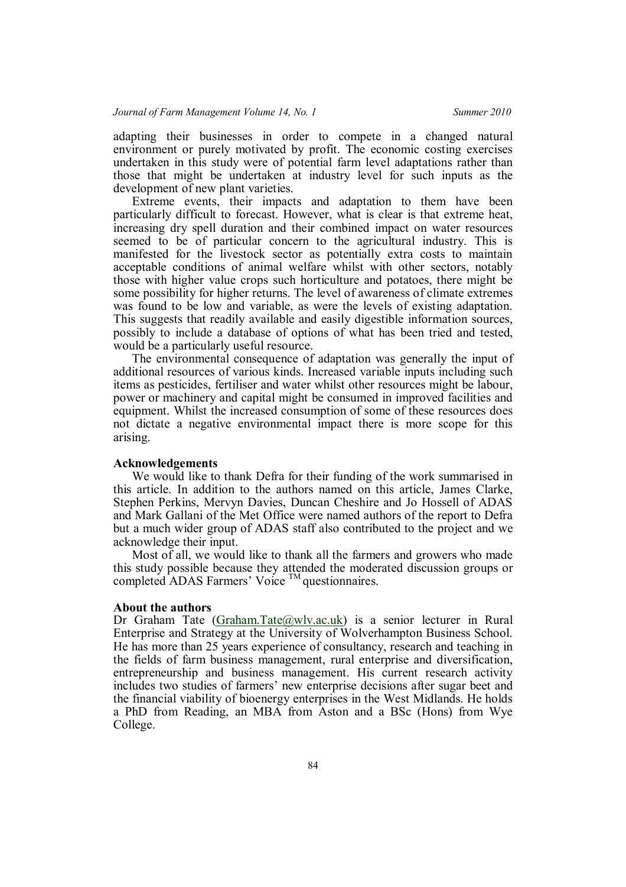adapting their businesses in order to compete in a changed natural environment or purely motivated by profit. The economic costing exercises undertaken in this study were of potential farm level adaptations rather than those that might be undertaken at industry level for such inputs as the development of new plant varieties.

Extreme events, their impacts and adaptation to them have been particularly difficult to forecast. However, what is clear is that extreme heat, increasing dry spell duration and their combined impact on water resources seemed to be of particular concern to the agricultural industry. This is manifested for the livestock sector as potentially extra costs to maintain acceptable conditions of animal welfare whilst with other sectors, notably those with higher value crops such horticulture and potatoes, there might be some possibility for higher returns. The level of awareness of climate extremes was found to be low and variable, as were the levels of existing adaptation. This suggests that readily available and easily digestible information sources, possibly to include a database of options of what has been tried and tested, would be a particularly useful resource.

The environmental consequence of adaptation was generally the input of additional resources of various kinds. Increased variable inputs including such items as pesticides, fertiliser and water whilst other resources might be labour, power or machinery and capital might be consumed in improved facilities and equipment. Whilst the increased consumption of some of these resources does not dictate a negative environmental impact there is more scope for this arising.

### Acknowledgements

We would like to thank Defra for their funding of the work summarised in this article. In addition to the authors named on this article, James Clarke, Stephen Perkins, Mervyn Davies, Duncan Cheshire and Jo Hossell of ADAS and Mark Gallani of the Met Office were named authors of the report to Defra but a much wider group of ADAS staff also contributed to the project and we acknowledge their input.

Most of all, we would like to thank all the farmers and growers who made this study possible because they attended the moderated discussion groups or completed ADAS Farmers' Voice ™ questionnaires.

### About the authors

Dr Graham Tate (Graham.Tate@wlv.ac.uk) is a senior lecturer in Rural Enterprise and Strategy at the University of Wolverhampton Business School. He has more than 25 years experience of consultancy, research and teaching in the fields of farm business management, rural enterprise and diversification, entrepreneurship and business management. His current research activity includes two studies of farmers' new enterprise decisions after sugar beet and the financial viability of bioenergy enterprises in the West Midlands. He holds a PhD from Reading, an MBA from Aston and a BSc (Hons) from Wye College.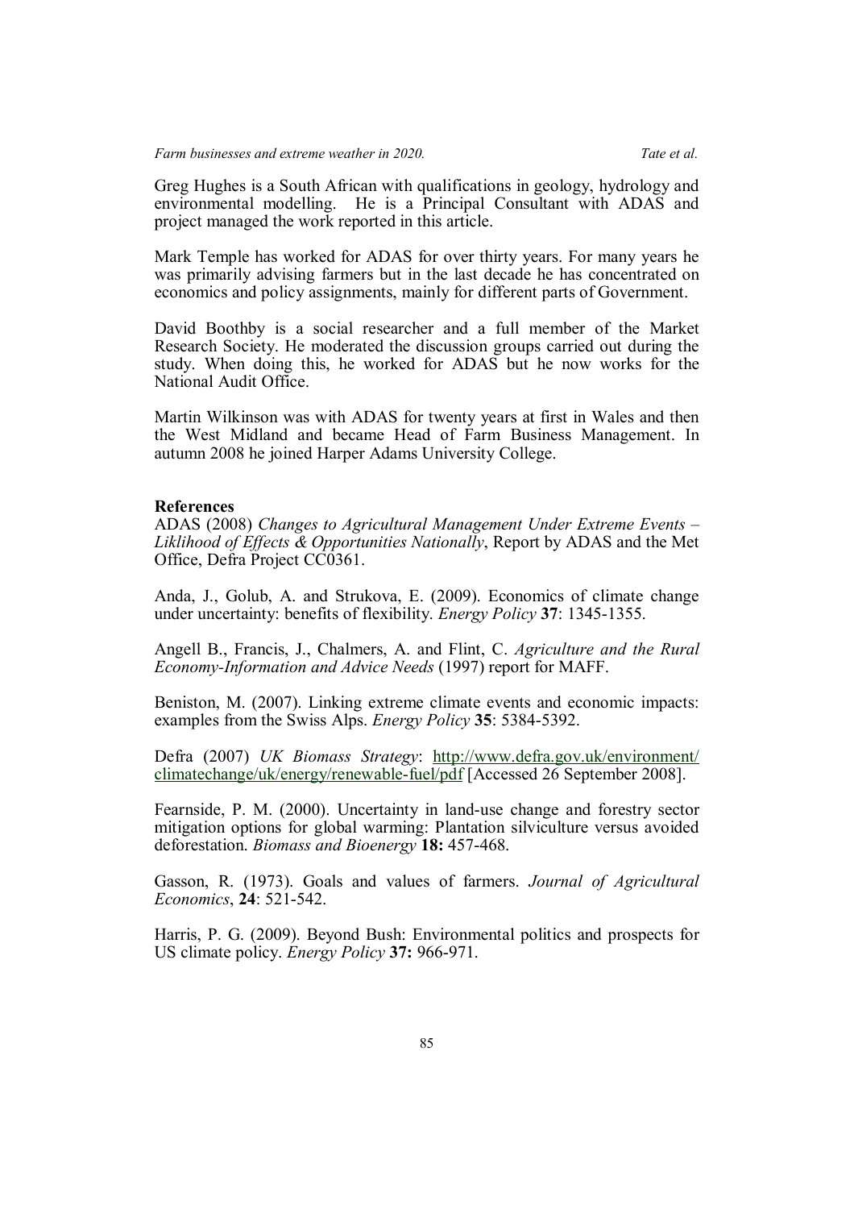Greg Hughes is a South African with qualifications in geology, hydrology and environmental modelling. He is a Principal Consultant with ADAS and project managed the work reported in this article.

Mark Temple has worked for ADAS for over thirty years. For many years he was primarily advising farmers but in the last decade he has concentrated on economics and policy assignments, mainly for different parts of Government.

David Boothby is a social researcher and a full member of the Market Research Society. He moderated the discussion groups carried out during the study. When doing this, he worked for ADAS but he now works for the National Audit Office.

Martin Wilkinson was with ADAS for twenty years at first in Wales and then the West Midland and became Head of Farm Business Management. In autumn 2008 he joined Harper Adams University College.

## References

ADAS (2008) *Changes to Agricultural Management Under Extreme Events – Liklihood of Effects & Opportunities Nationally*, Report by ADAS and the Met Office, Defra Project CC0361.

Anda, J., Golub, A. and Strukova, E. (2009). Economics of climate change under uncertainty: benefits of flexibility. *Energy Policy* **37**: 1345-1355.

Angell B., Francis, J., Chalmers, A. and Flint, C. *Agriculture and the Rural Economy-Information and Advice Needs* (1997) report for MAFF.

Beniston, M. (2007). Linking extreme climate events and economic impacts: examples from the Swiss Alps. *Energy Policy* **35**: 5384-5392.

Defra (2007) *UK Biomass Strategy*: http://www.defra.gov.uk/environment/climatechange/uk/energy/renewable-fuel/pdf [Accessed 26 September 2008].

Fearnside, P. M. (2000). Uncertainty in land-use change and forestry sector mitigation options for global warming: Plantation silviculture versus avoided deforestation. *Biomass and Bioenergy* **18:** 457-468.

Gasson, R. (1973). Goals and values of farmers. *Journal of Agricultural Economics*, **24**: 521-542.

Harris, P. G. (2009). Beyond Bush: Environmental politics and prospects for US climate policy. *Energy Policy* **37:** 966-971.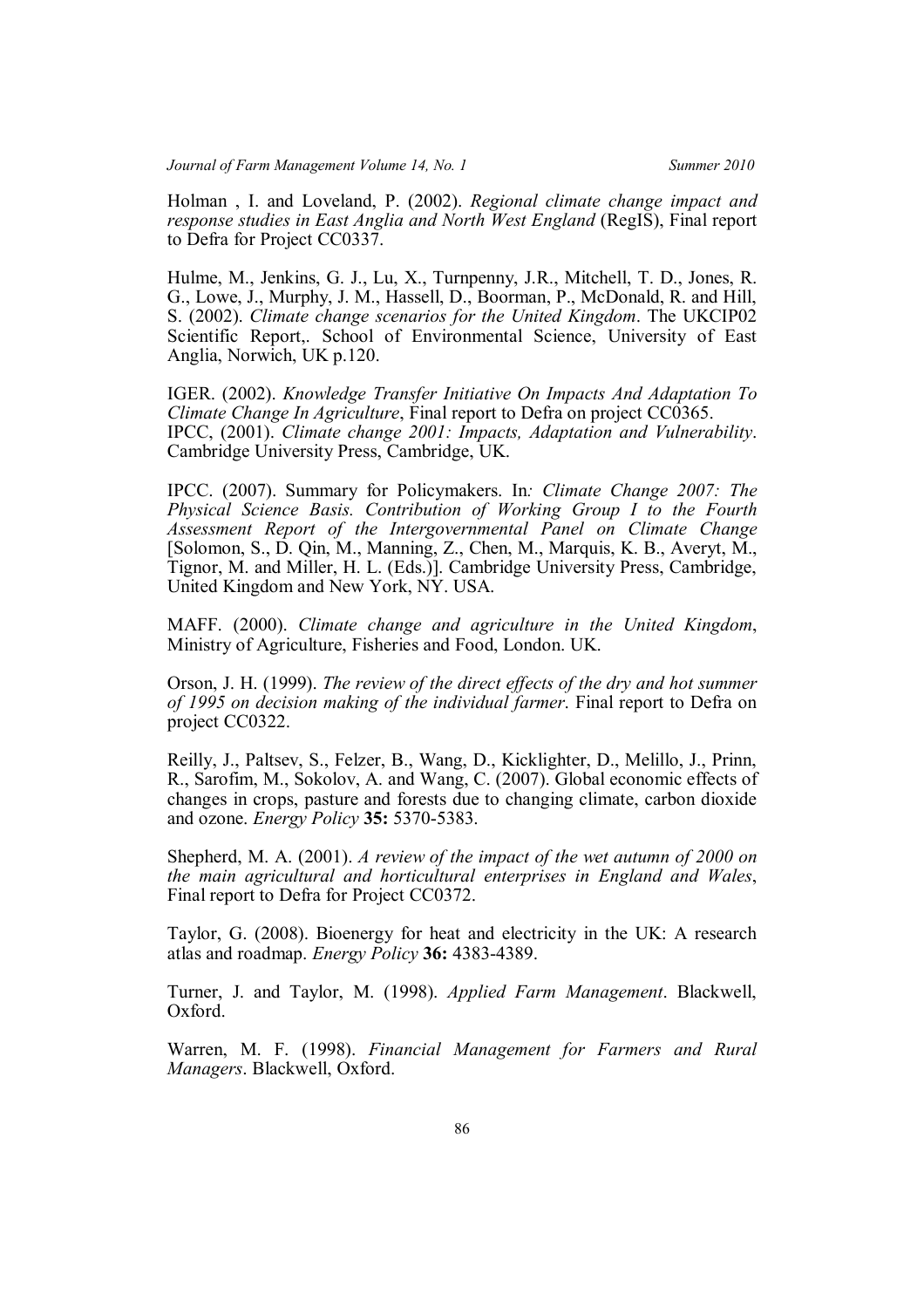Holman , I. and Loveland, P. (2002). *Regional climate change impact and response studies in East Anglia and North West England* (RegIS), Final report to Defra for Project CC0337.

Hulme, M., Jenkins, G. J., Lu, X., Turnpenny, J.R., Mitchell, T. D., Jones, R. G., Lowe, J., Murphy, J. M., Hassell, D., Boorman, P., McDonald, R. and Hill, S. (2002). *Climate change scenarios for the United Kingdom*. The UKCIP02 Scientific Report,. School of Environmental Science, University of East Anglia, Norwich, UK p.120.

IGER. (2002). *Knowledge Transfer Initiative On Impacts And Adaptation To Climate Change In Agriculture*, Final report to Defra on project CC0365.
IPCC, (2001). *Climate change 2001: Impacts, Adaptation and Vulnerability*. Cambridge University Press, Cambridge, UK.

IPCC. (2007). Summary for Policymakers. In*: Climate Change 2007: The Physical Science Basis. Contribution of Working Group I to the Fourth Assessment Report of the Intergovernmental Panel on Climate Change* [Solomon, S., D. Qin, M., Manning, Z., Chen, M., Marquis, K. B., Averyt, M., Tignor, M. and Miller, H. L. (Eds.)]. Cambridge University Press, Cambridge, United Kingdom and New York, NY. USA.

MAFF. (2000). *Climate change and agriculture in the United Kingdom*, Ministry of Agriculture, Fisheries and Food, London. UK.

Orson, J. H. (1999). *The review of the direct effects of the dry and hot summer of 1995 on decision making of the individual farmer*. Final report to Defra on project CC0322.

Reilly, J., Paltsev, S., Felzer, B., Wang, D., Kicklighter, D., Melillo, J., Prinn, R., Sarofim, M., Sokolov, A. and Wang, C. (2007). Global economic effects of changes in crops, pasture and forests due to changing climate, carbon dioxide and ozone. *Energy Policy* **35:** 5370-5383.

Shepherd, M. A. (2001). *A review of the impact of the wet autumn of 2000 on the main agricultural and horticultural enterprises in England and Wales*, Final report to Defra for Project CC0372.

Taylor, G. (2008). Bioenergy for heat and electricity in the UK: A research atlas and roadmap. *Energy Policy* **36:** 4383-4389.

Turner, J. and Taylor, M. (1998). *Applied Farm Management*. Blackwell, Oxford.

Warren, M. F. (1998). *Financial Management for Farmers and Rural Managers*. Blackwell, Oxford.